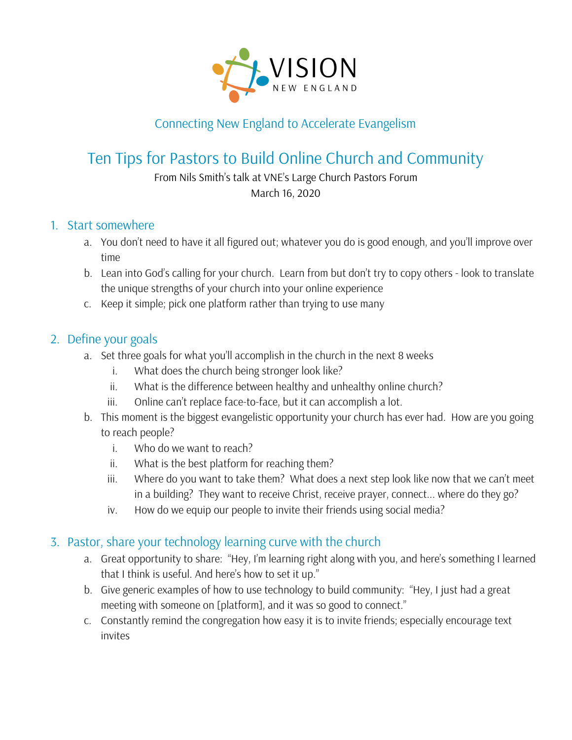VISION
NEW ENGLAND

Connecting New England to Accelerate Evangelism

# Ten Tips for Pastors to Build Online Church and Community

From Nils Smith's talk at VNE's Large Church Pastors Forum
March 16, 2020

## 1. Start somewhere

a. You don't need to have it all figured out; whatever you do is good enough, and you'll improve over time
b. Lean into God's calling for your church. Learn from but don't try to copy others - look to translate the unique strengths of your church into your online experience
c. Keep it simple; pick one platform rather than trying to use many

## 2. Define your goals

a. Set three goals for what you'll accomplish in the church in the next 8 weeks
   i. What does the church being stronger look like?
   ii. What is the difference between healthy and unhealthy online church?
   iii. Online can't replace face-to-face, but it can accomplish a lot.
b. This moment is the biggest evangelistic opportunity your church has ever had. How are you going to reach people?
   i. Who do we want to reach?
   ii. What is the best platform for reaching them?
   iii. Where do you want to take them? What does a next step look like now that we can't meet in a building? They want to receive Christ, receive prayer, connect… where do they go?
   iv. How do we equip our people to invite their friends using social media?

## 3. Pastor, share your technology learning curve with the church

a. Great opportunity to share: "Hey, I'm learning right along with you, and here's something I learned that I think is useful. And here's how to set it up."
b. Give generic examples of how to use technology to build community: "Hey, I just had a great meeting with someone on [platform], and it was so good to connect."
c. Constantly remind the congregation how easy it is to invite friends; especially encourage text invites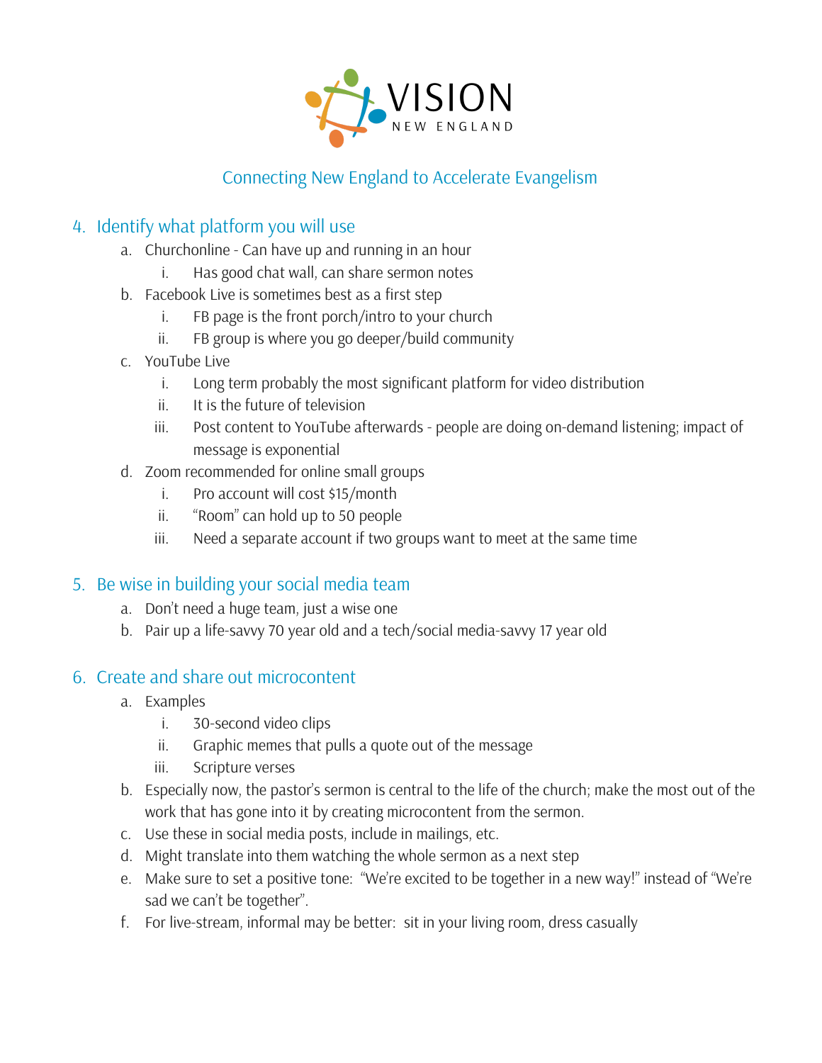VISION
NEW ENGLAND

Connecting New England to Accelerate Evangelism

## 4. Identify what platform you will use

a. Churchonline - Can have up and running in an hour
   i. Has good chat wall, can share sermon notes
b. Facebook Live is sometimes best as a first step
   i. FB page is the front porch/intro to your church
   ii. FB group is where you go deeper/build community
c. YouTube Live
   i. Long term probably the most significant platform for video distribution
   ii. It is the future of television
   iii. Post content to YouTube afterwards - people are doing on-demand listening; impact of message is exponential
d. Zoom recommended for online small groups
   i. Pro account will cost $15/month
   ii. "Room" can hold up to 50 people
   iii. Need a separate account if two groups want to meet at the same time

## 5. Be wise in building your social media team

a. Don't need a huge team, just a wise one
b. Pair up a life-savvy 70 year old and a tech/social media-savvy 17 year old

## 6. Create and share out microcontent

a. Examples
   i. 30-second video clips
   ii. Graphic memes that pulls a quote out of the message
   iii. Scripture verses
b. Especially now, the pastor's sermon is central to the life of the church; make the most out of the work that has gone into it by creating microcontent from the sermon.
c. Use these in social media posts, include in mailings, etc.
d. Might translate into them watching the whole sermon as a next step
e. Make sure to set a positive tone: "We're excited to be together in a new way!" instead of "We're sad we can't be together".
f. For live-stream, informal may be better: sit in your living room, dress casually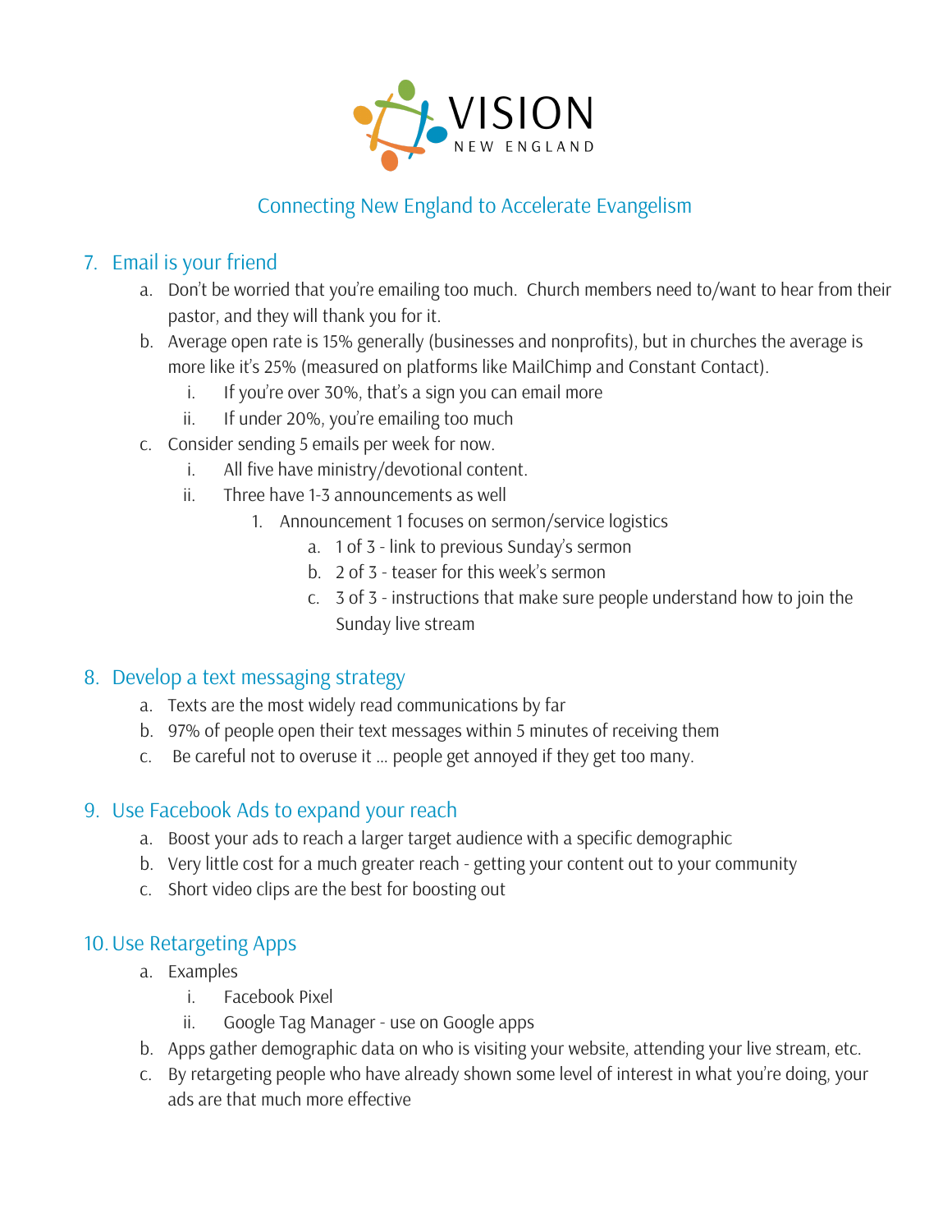VISION NEW ENGLAND

Connecting New England to Accelerate Evangelism

## 7. Email is your friend

a. Don't be worried that you're emailing too much. Church members need to/want to hear from their pastor, and they will thank you for it.

b. Average open rate is 15% generally (businesses and nonprofits), but in churches the average is more like it's 25% (measured on platforms like MailChimp and Constant Contact).

   i. If you're over 30%, that's a sign you can email more

   ii. If under 20%, you're emailing too much

c. Consider sending 5 emails per week for now.

   i. All five have ministry/devotional content.

   ii. Three have 1-3 announcements as well

      1. Announcement 1 focuses on sermon/service logistics

         a. 1 of 3 - link to previous Sunday's sermon

         b. 2 of 3 - teaser for this week's sermon

         c. 3 of 3 - instructions that make sure people understand how to join the Sunday live stream

## 8. Develop a text messaging strategy

a. Texts are the most widely read communications by far

b. 97% of people open their text messages within 5 minutes of receiving them

c. Be careful not to overuse it … people get annoyed if they get too many.

## 9. Use Facebook Ads to expand your reach

a. Boost your ads to reach a larger target audience with a specific demographic

b. Very little cost for a much greater reach - getting your content out to your community

c. Short video clips are the best for boosting out

## 10. Use Retargeting Apps

a. Examples

   i. Facebook Pixel

   ii. Google Tag Manager - use on Google apps

b. Apps gather demographic data on who is visiting your website, attending your live stream, etc.

c. By retargeting people who have already shown some level of interest in what you're doing, your ads are that much more effective